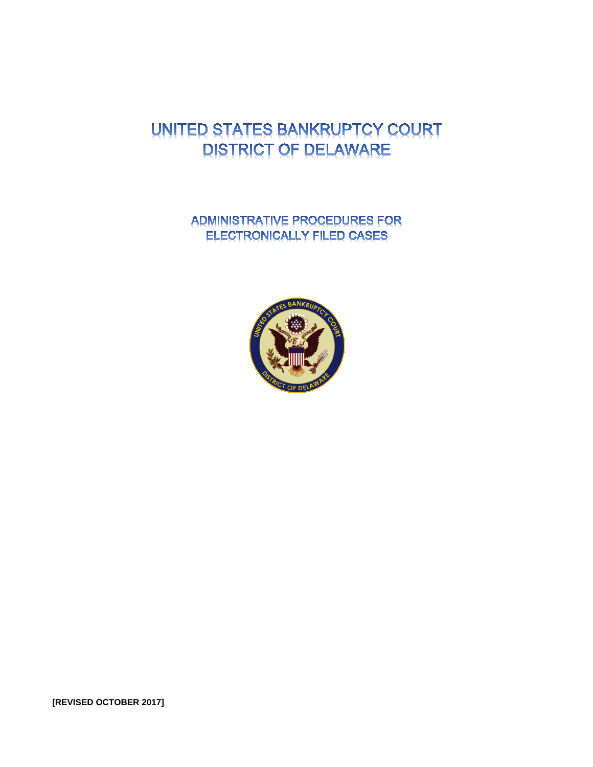# UNITED STATES BANKRUPTCY COURT
# DISTRICT OF DELAWARE

## ADMINISTRATIVE PROCEDURES FOR ELECTRONICALLY FILED CASES

**[REVISED OCTOBER 2017]**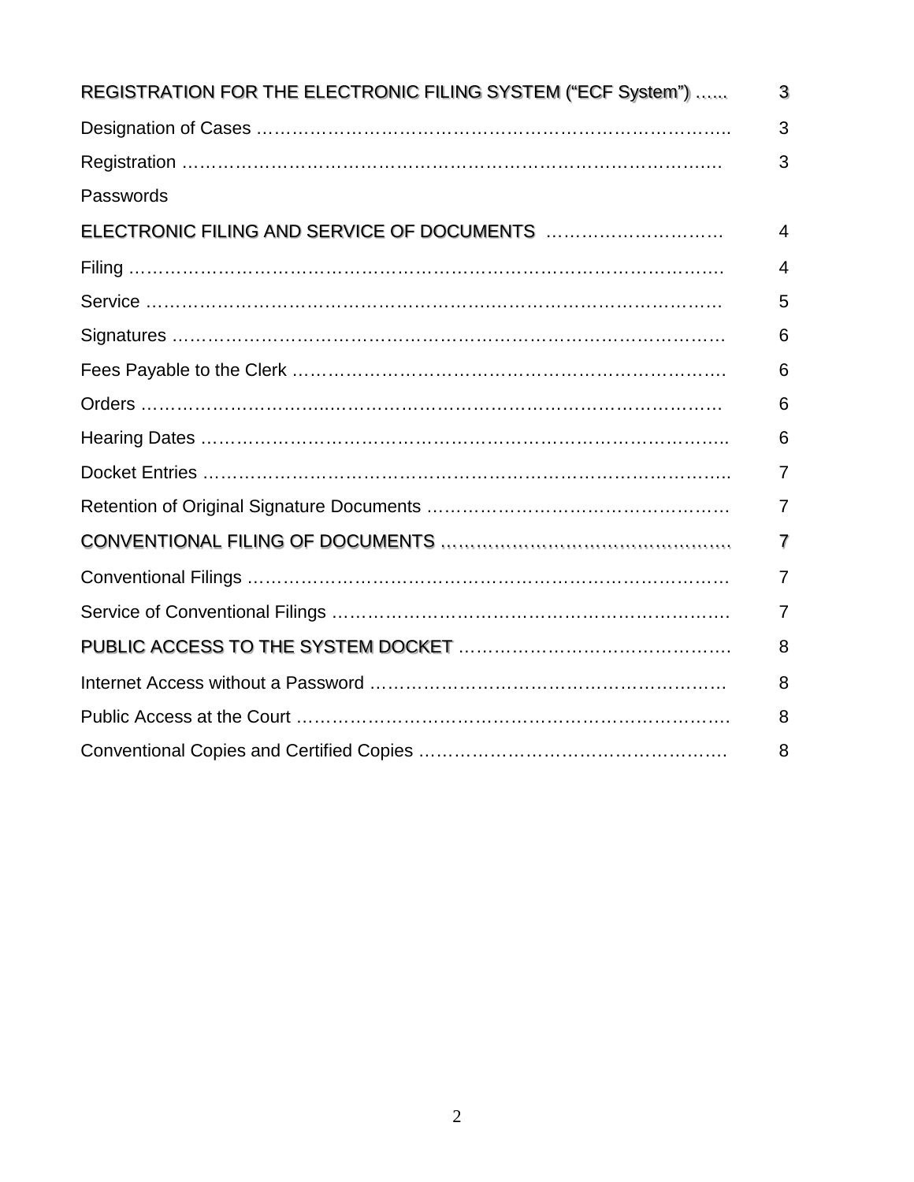| | |
|---|---|
| REGISTRATION FOR THE ELECTRONIC FILING SYSTEM ("ECF System") …… | 3 |
| Designation of Cases …………………………………………………………………….. | 3 |
| Registration ………………………………………………………………………………… | 3 |
| Passwords | |
| ELECTRONIC FILING AND SERVICE OF DOCUMENTS ………………………… | 4 |
| Filing …………………………………………………………………………………………… | 4 |
| Service ………………………………………………………………………………………. | 5 |
| Signatures ……………………………………………………………………………………. | 6 |
| Fees Payable to the Clerk ……………………………………………………………… | 6 |
| Orders …………………………..…………………………………………………………… | 6 |
| Hearing Dates ……………………………………………………………………………….. | 6 |
| Docket Entries ………………………………………………………………………………. | 7 |
| Retention of Original Signature Documents …………………………………………… | 7 |
| CONVENTIONAL FILING OF DOCUMENTS ………………………………………….. | 7 |
| Conventional Filings ……………………………………………………………………… | 7 |
| Service of Conventional Filings ………………………………………………………… | 7 |
| PUBLIC ACCESS TO THE SYSTEM DOCKET ………………………………………. | 8 |
| Internet Access without a Password ……………………………………………………. | 8 |
| Public Access at the Court ………………………………………………………………. | 8 |
| Conventional Copies and Certified Copies …………………………………………… | 8 |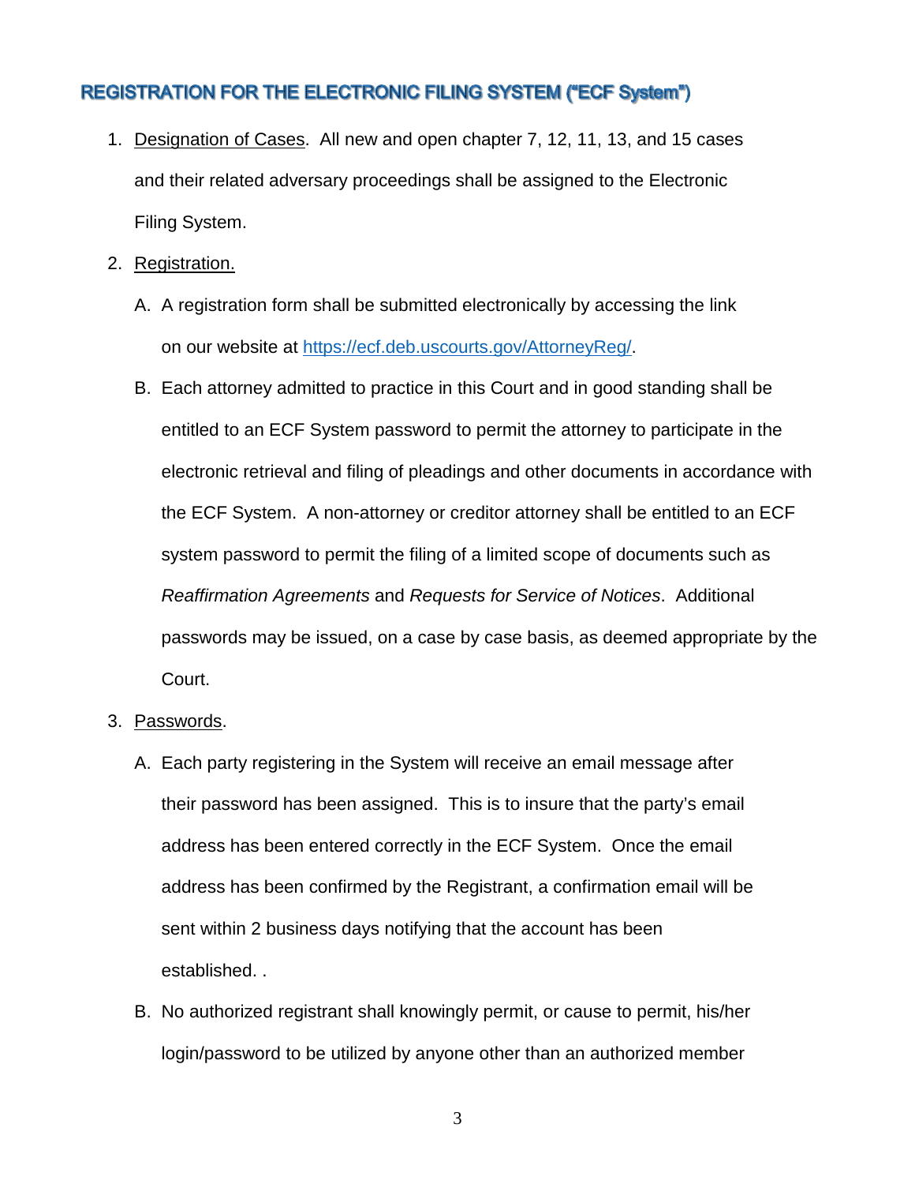## REGISTRATION FOR THE ELECTRONIC FILING SYSTEM ("ECF System")

1. Designation of Cases. All new and open chapter 7, 12, 11, 13, and 15 cases and their related adversary proceedings shall be assigned to the Electronic Filing System.

2. Registration.

   A. A registration form shall be submitted electronically by accessing the link on our website at [https://ecf.deb.uscourts.gov/AttorneyReg/](https://ecf.deb.uscourts.gov/AttorneyReg/).

   B. Each attorney admitted to practice in this Court and in good standing shall be entitled to an ECF System password to permit the attorney to participate in the electronic retrieval and filing of pleadings and other documents in accordance with the ECF System. A non-attorney or creditor attorney shall be entitled to an ECF system password to permit the filing of a limited scope of documents such as *Reaffirmation Agreements* and *Requests for Service of Notices*. Additional passwords may be issued, on a case by case basis, as deemed appropriate by the Court.

3. Passwords.

   A. Each party registering in the System will receive an email message after their password has been assigned. This is to insure that the party's email address has been entered correctly in the ECF System. Once the email address has been confirmed by the Registrant, a confirmation email will be sent within 2 business days notifying that the account has been established. .

   B. No authorized registrant shall knowingly permit, or cause to permit, his/her login/password to be utilized by anyone other than an authorized member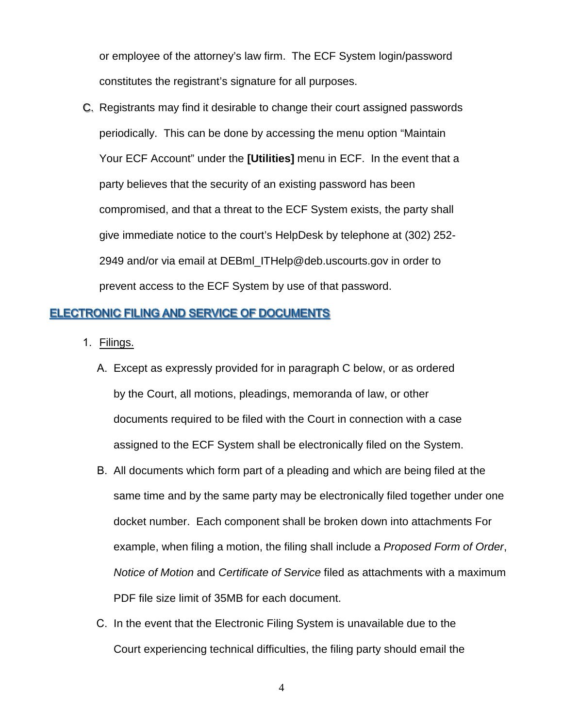or employee of the attorney's law firm. The ECF System login/password constitutes the registrant's signature for all purposes.

C. Registrants may find it desirable to change their court assigned passwords periodically. This can be done by accessing the menu option "Maintain Your ECF Account" under the **[Utilities]** menu in ECF. In the event that a party believes that the security of an existing password has been compromised, and that a threat to the ECF System exists, the party shall give immediate notice to the court's HelpDesk by telephone at (302) 252-2949 and/or via email at DEBml_ITHelp@deb.uscourts.gov in order to prevent access to the ECF System by use of that password.

## ELECTRONIC FILING AND SERVICE OF DOCUMENTS

1. Filings.

   A. Except as expressly provided for in paragraph C below, or as ordered by the Court, all motions, pleadings, memoranda of law, or other documents required to be filed with the Court in connection with a case assigned to the ECF System shall be electronically filed on the System.

   B. All documents which form part of a pleading and which are being filed at the same time and by the same party may be electronically filed together under one docket number. Each component shall be broken down into attachments For example, when filing a motion, the filing shall include a *Proposed Form of Order*, *Notice of Motion* and *Certificate of Service* filed as attachments with a maximum PDF file size limit of 35MB for each document.

   C. In the event that the Electronic Filing System is unavailable due to the Court experiencing technical difficulties, the filing party should email the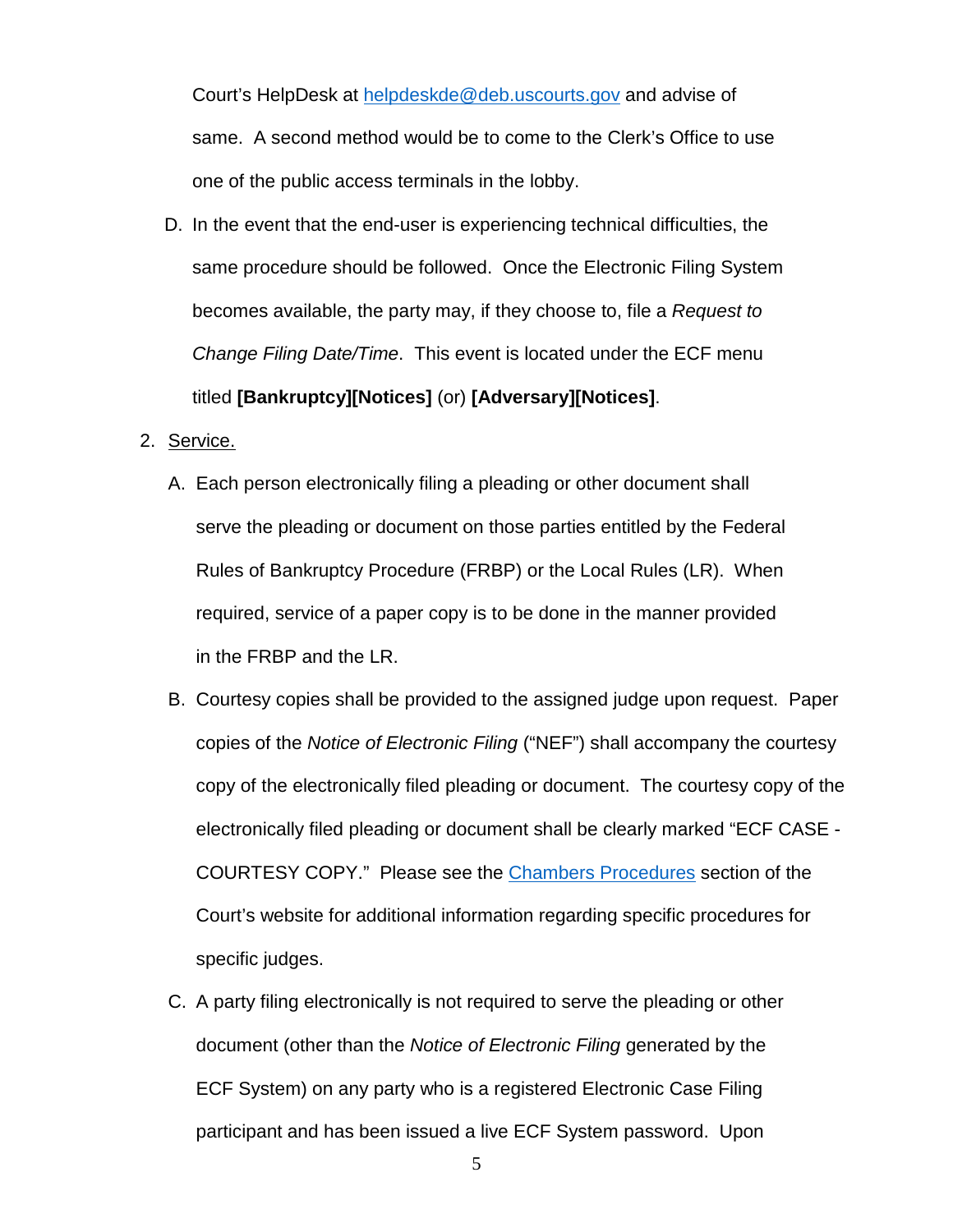Court's HelpDesk at helpdeskde@deb.uscourts.gov and advise of same. A second method would be to come to the Clerk's Office to use one of the public access terminals in the lobby.

D. In the event that the end-user is experiencing technical difficulties, the same procedure should be followed. Once the Electronic Filing System becomes available, the party may, if they choose to, file a *Request to Change Filing Date/Time*. This event is located under the ECF menu titled **[Bankruptcy][Notices]** (or) **[Adversary][Notices]**.

2. Service.

A. Each person electronically filing a pleading or other document shall serve the pleading or document on those parties entitled by the Federal Rules of Bankruptcy Procedure (FRBP) or the Local Rules (LR). When required, service of a paper copy is to be done in the manner provided in the FRBP and the LR.

B. Courtesy copies shall be provided to the assigned judge upon request. Paper copies of the *Notice of Electronic Filing* ("NEF") shall accompany the courtesy copy of the electronically filed pleading or document. The courtesy copy of the electronically filed pleading or document shall be clearly marked "ECF CASE - COURTESY COPY." Please see the Chambers Procedures section of the Court's website for additional information regarding specific procedures for specific judges.

C. A party filing electronically is not required to serve the pleading or other document (other than the *Notice of Electronic Filing* generated by the ECF System) on any party who is a registered Electronic Case Filing participant and has been issued a live ECF System password. Upon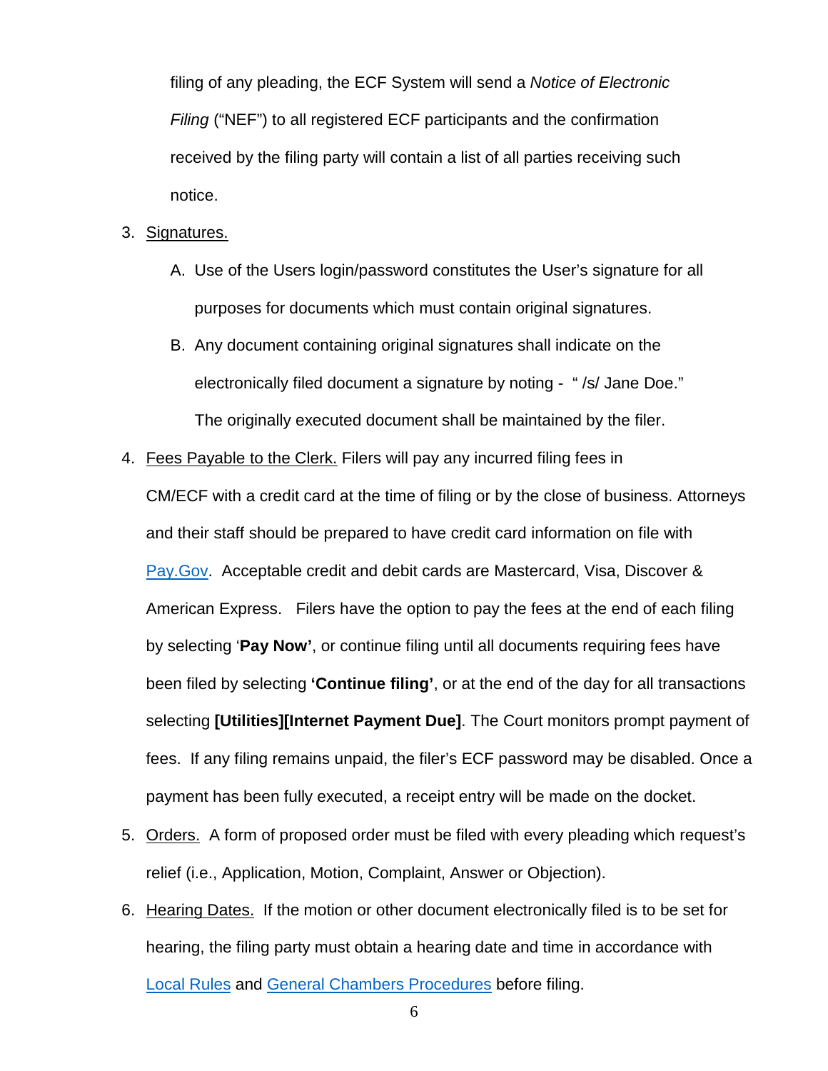filing of any pleading, the ECF System will send a *Notice of Electronic Filing* ("NEF") to all registered ECF participants and the confirmation received by the filing party will contain a list of all parties receiving such notice.

3. Signatures.

   A. Use of the Users login/password constitutes the User's signature for all purposes for documents which must contain original signatures.

   B. Any document containing original signatures shall indicate on the electronically filed document a signature by noting - " /s/ Jane Doe." The originally executed document shall be maintained by the filer.

4. Fees Payable to the Clerk. Filers will pay any incurred filing fees in CM/ECF with a credit card at the time of filing or by the close of business. Attorneys and their staff should be prepared to have credit card information on file with Pay.Gov. Acceptable credit and debit cards are Mastercard, Visa, Discover & American Express. Filers have the option to pay the fees at the end of each filing by selecting '**Pay Now'**, or continue filing until all documents requiring fees have been filed by selecting **'Continue filing'**, or at the end of the day for all transactions selecting **[Utilities][Internet Payment Due]**. The Court monitors prompt payment of fees. If any filing remains unpaid, the filer's ECF password may be disabled. Once a payment has been fully executed, a receipt entry will be made on the docket.

5. Orders. A form of proposed order must be filed with every pleading which request's relief (i.e., Application, Motion, Complaint, Answer or Objection).

6. Hearing Dates. If the motion or other document electronically filed is to be set for hearing, the filing party must obtain a hearing date and time in accordance with Local Rules and General Chambers Procedures before filing.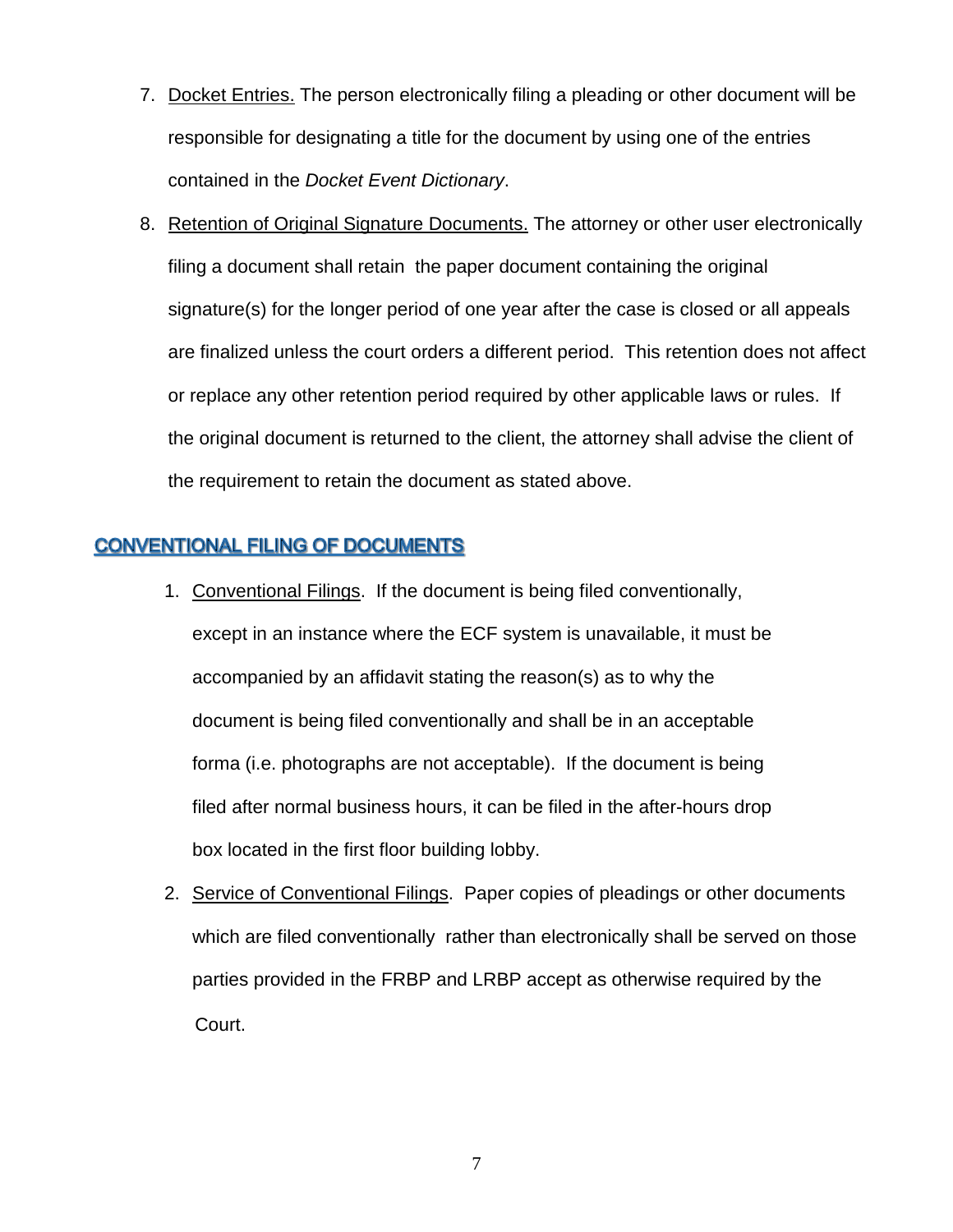7. <u>Docket Entries.</u> The person electronically filing a pleading or other document will be responsible for designating a title for the document by using one of the entries contained in the *Docket Event Dictionary*.

8. <u>Retention of Original Signature Documents.</u> The attorney or other user electronically filing a document shall retain the paper document containing the original signature(s) for the longer period of one year after the case is closed or all appeals are finalized unless the court orders a different period. This retention does not affect or replace any other retention period required by other applicable laws or rules. If the original document is returned to the client, the attorney shall advise the client of the requirement to retain the document as stated above.

## CONVENTIONAL FILING OF DOCUMENTS

1. <u>Conventional Filings</u>. If the document is being filed conventionally, except in an instance where the ECF system is unavailable, it must be accompanied by an affidavit stating the reason(s) as to why the document is being filed conventionally and shall be in an acceptable forma (i.e. photographs are not acceptable). If the document is being filed after normal business hours, it can be filed in the after-hours drop box located in the first floor building lobby.

2. <u>Service of Conventional Filings</u>. Paper copies of pleadings or other documents which are filed conventionally rather than electronically shall be served on those parties provided in the FRBP and LRBP accept as otherwise required by the Court.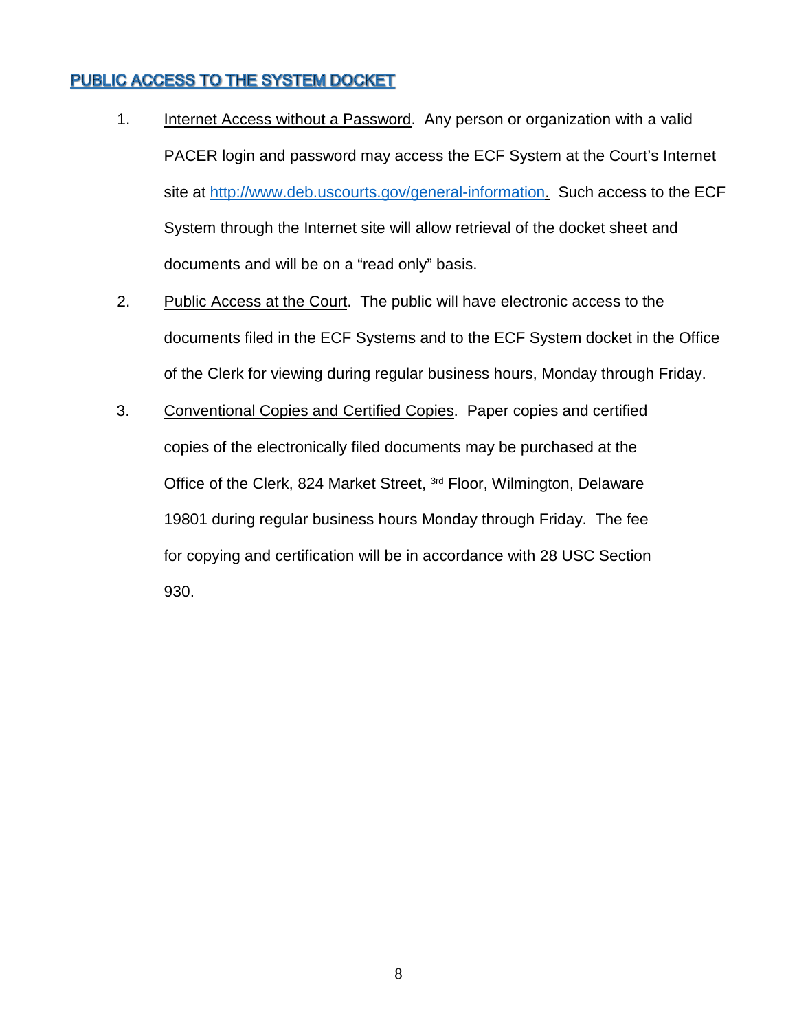## PUBLIC ACCESS TO THE SYSTEM DOCKET

1. Internet Access without a Password. Any person or organization with a valid PACER login and password may access the ECF System at the Court's Internet site at http://www.deb.uscourts.gov/general-information. Such access to the ECF System through the Internet site will allow retrieval of the docket sheet and documents and will be on a "read only" basis.

2. Public Access at the Court. The public will have electronic access to the documents filed in the ECF Systems and to the ECF System docket in the Office of the Clerk for viewing during regular business hours, Monday through Friday.

3. Conventional Copies and Certified Copies. Paper copies and certified copies of the electronically filed documents may be purchased at the Office of the Clerk, 824 Market Street, 3rd Floor, Wilmington, Delaware 19801 during regular business hours Monday through Friday. The fee for copying and certification will be in accordance with 28 USC Section 930.